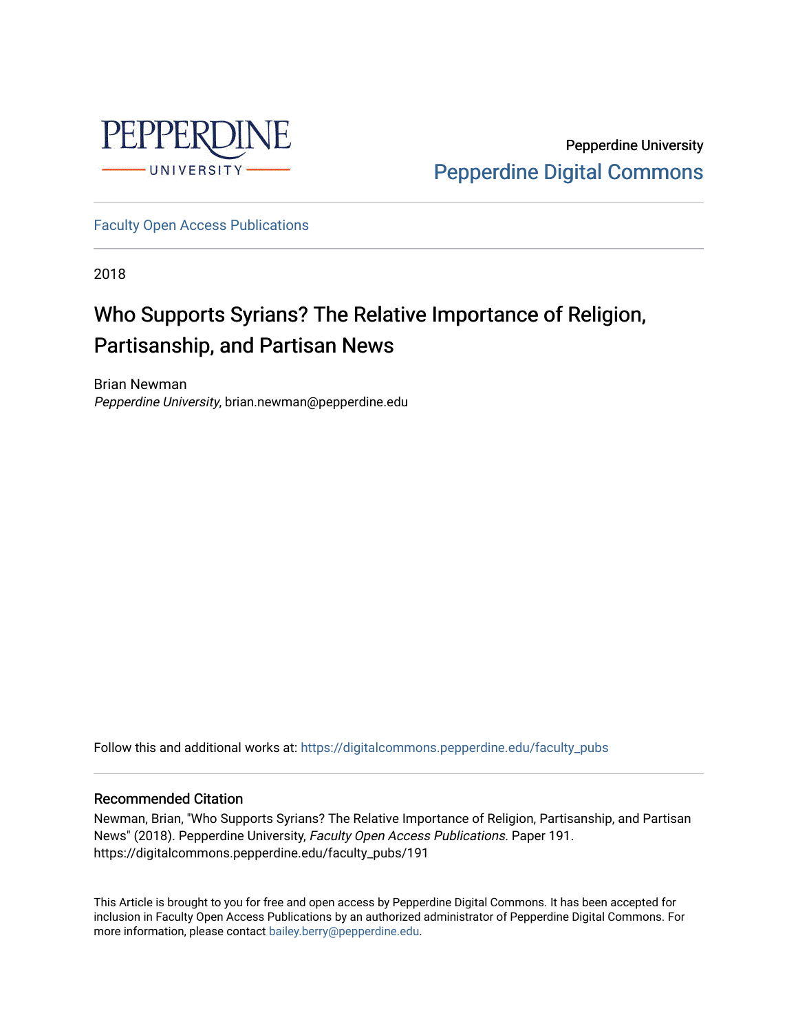PEPPERDINE UNIVERSITY

Pepperdine University
Pepperdine Digital Commons

Faculty Open Access Publications

2018

# Who Supports Syrians? The Relative Importance of Religion, Partisanship, and Partisan News

Brian Newman
*Pepperdine University*, brian.newman@pepperdine.edu

Follow this and additional works at: https://digitalcommons.pepperdine.edu/faculty_pubs

## Recommended Citation

Newman, Brian, "Who Supports Syrians? The Relative Importance of Religion, Partisanship, and Partisan News" (2018). Pepperdine University, *Faculty Open Access Publications.* Paper 191.
https://digitalcommons.pepperdine.edu/faculty_pubs/191

This Article is brought to you for free and open access by Pepperdine Digital Commons. It has been accepted for inclusion in Faculty Open Access Publications by an authorized administrator of Pepperdine Digital Commons. For more information, please contact bailey.berry@pepperdine.edu.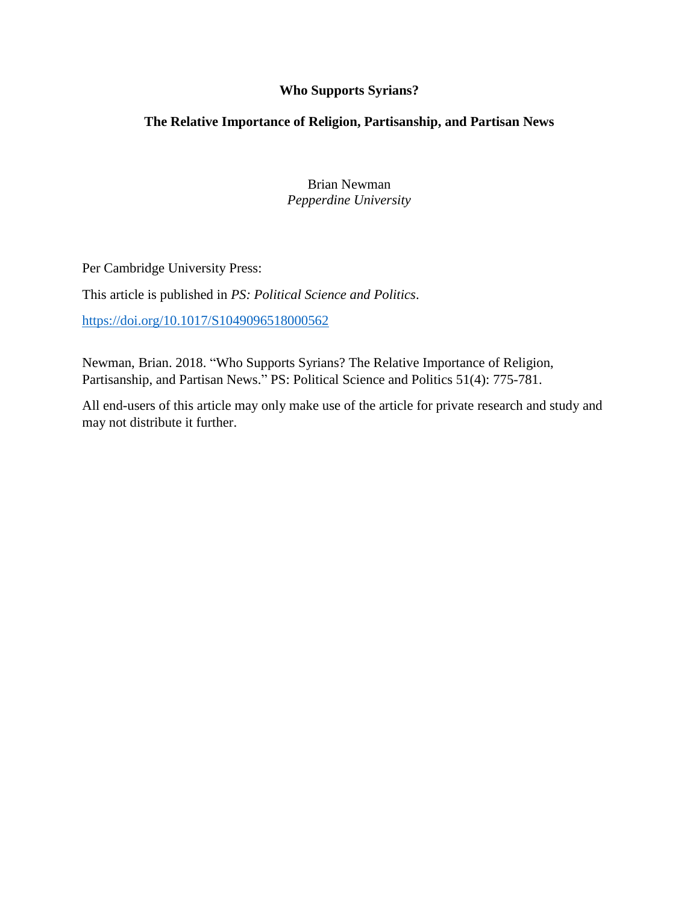**Who Supports Syrians?**

**The Relative Importance of Religion, Partisanship, and Partisan News**

Brian Newman
*Pepperdine University*

Per Cambridge University Press:

This article is published in *PS: Political Science and Politics*.

https://doi.org/10.1017/S1049096518000562

Newman, Brian. 2018. "Who Supports Syrians? The Relative Importance of Religion, Partisanship, and Partisan News." PS: Political Science and Politics 51(4): 775-781.

All end-users of this article may only make use of the article for private research and study and may not distribute it further.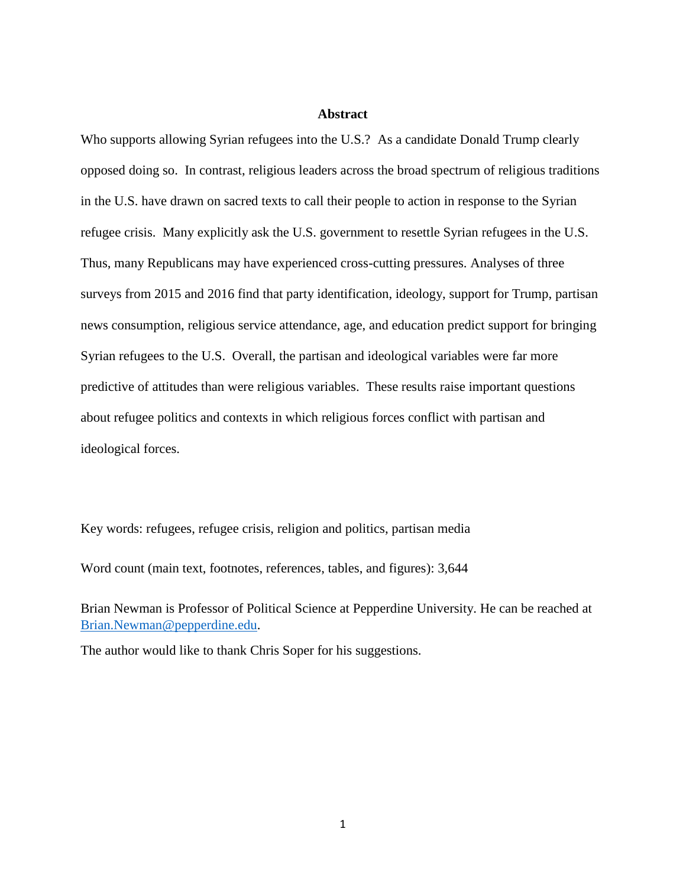**Abstract**

Who supports allowing Syrian refugees into the U.S.? As a candidate Donald Trump clearly opposed doing so. In contrast, religious leaders across the broad spectrum of religious traditions in the U.S. have drawn on sacred texts to call their people to action in response to the Syrian refugee crisis. Many explicitly ask the U.S. government to resettle Syrian refugees in the U.S. Thus, many Republicans may have experienced cross-cutting pressures. Analyses of three surveys from 2015 and 2016 find that party identification, ideology, support for Trump, partisan news consumption, religious service attendance, age, and education predict support for bringing Syrian refugees to the U.S. Overall, the partisan and ideological variables were far more predictive of attitudes than were religious variables. These results raise important questions about refugee politics and contexts in which religious forces conflict with partisan and ideological forces.

Key words: refugees, refugee crisis, religion and politics, partisan media

Word count (main text, footnotes, references, tables, and figures): 3,644

Brian Newman is Professor of Political Science at Pepperdine University. He can be reached at Brian.Newman@pepperdine.edu.

The author would like to thank Chris Soper for his suggestions.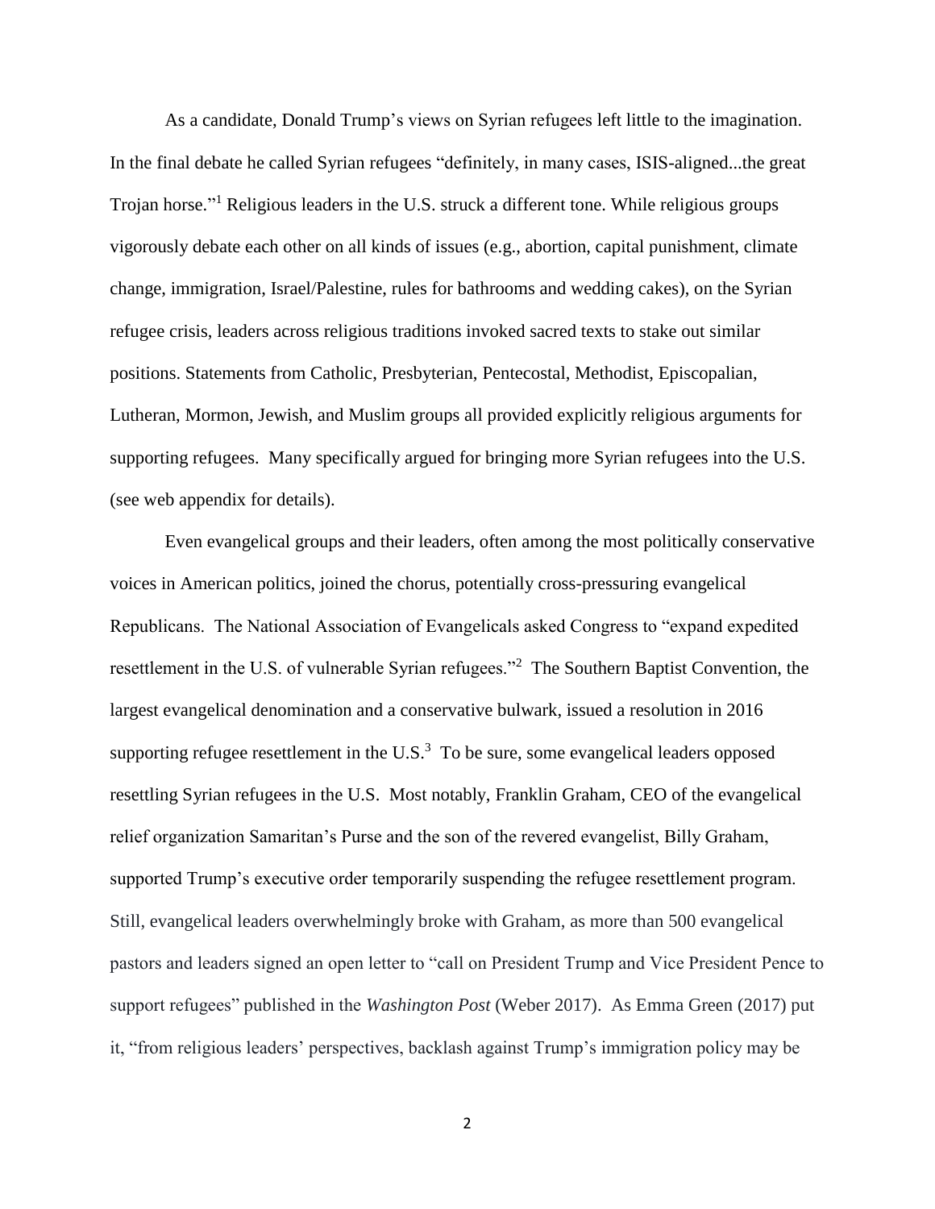As a candidate, Donald Trump's views on Syrian refugees left little to the imagination. In the final debate he called Syrian refugees "definitely, in many cases, ISIS-aligned...the great Trojan horse."[1] Religious leaders in the U.S. struck a different tone. While religious groups vigorously debate each other on all kinds of issues (e.g., abortion, capital punishment, climate change, immigration, Israel/Palestine, rules for bathrooms and wedding cakes), on the Syrian refugee crisis, leaders across religious traditions invoked sacred texts to stake out similar positions. Statements from Catholic, Presbyterian, Pentecostal, Methodist, Episcopalian, Lutheran, Mormon, Jewish, and Muslim groups all provided explicitly religious arguments for supporting refugees. Many specifically argued for bringing more Syrian refugees into the U.S. (see web appendix for details).

Even evangelical groups and their leaders, often among the most politically conservative voices in American politics, joined the chorus, potentially cross-pressuring evangelical Republicans. The National Association of Evangelicals asked Congress to "expand expedited resettlement in the U.S. of vulnerable Syrian refugees."[2] The Southern Baptist Convention, the largest evangelical denomination and a conservative bulwark, issued a resolution in 2016 supporting refugee resettlement in the U.S.[3] To be sure, some evangelical leaders opposed resettling Syrian refugees in the U.S. Most notably, Franklin Graham, CEO of the evangelical relief organization Samaritan's Purse and the son of the revered evangelist, Billy Graham, supported Trump's executive order temporarily suspending the refugee resettlement program. Still, evangelical leaders overwhelmingly broke with Graham, as more than 500 evangelical pastors and leaders signed an open letter to "call on President Trump and Vice President Pence to support refugees" published in the *Washington Post* (Weber 2017). As Emma Green (2017) put it, "from religious leaders' perspectives, backlash against Trump's immigration policy may be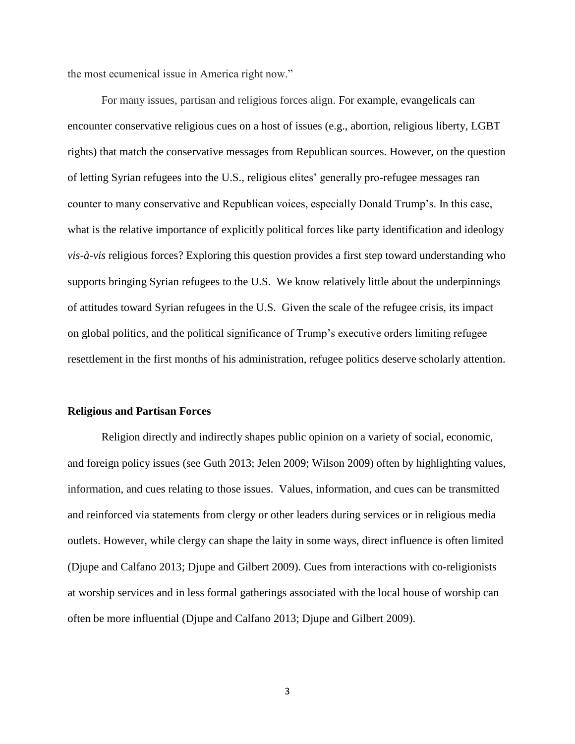the most ecumenical issue in America right now."

For many issues, partisan and religious forces align. For example, evangelicals can encounter conservative religious cues on a host of issues (e.g., abortion, religious liberty, LGBT rights) that match the conservative messages from Republican sources. However, on the question of letting Syrian refugees into the U.S., religious elites' generally pro-refugee messages ran counter to many conservative and Republican voices, especially Donald Trump's. In this case, what is the relative importance of explicitly political forces like party identification and ideology *vis-à-vis* religious forces? Exploring this question provides a first step toward understanding who supports bringing Syrian refugees to the U.S. We know relatively little about the underpinnings of attitudes toward Syrian refugees in the U.S. Given the scale of the refugee crisis, its impact on global politics, and the political significance of Trump's executive orders limiting refugee resettlement in the first months of his administration, refugee politics deserve scholarly attention.

**Religious and Partisan Forces**

Religion directly and indirectly shapes public opinion on a variety of social, economic, and foreign policy issues (see Guth 2013; Jelen 2009; Wilson 2009) often by highlighting values, information, and cues relating to those issues. Values, information, and cues can be transmitted and reinforced via statements from clergy or other leaders during services or in religious media outlets. However, while clergy can shape the laity in some ways, direct influence is often limited (Djupe and Calfano 2013; Djupe and Gilbert 2009). Cues from interactions with co-religionists at worship services and in less formal gatherings associated with the local house of worship can often be more influential (Djupe and Calfano 2013; Djupe and Gilbert 2009).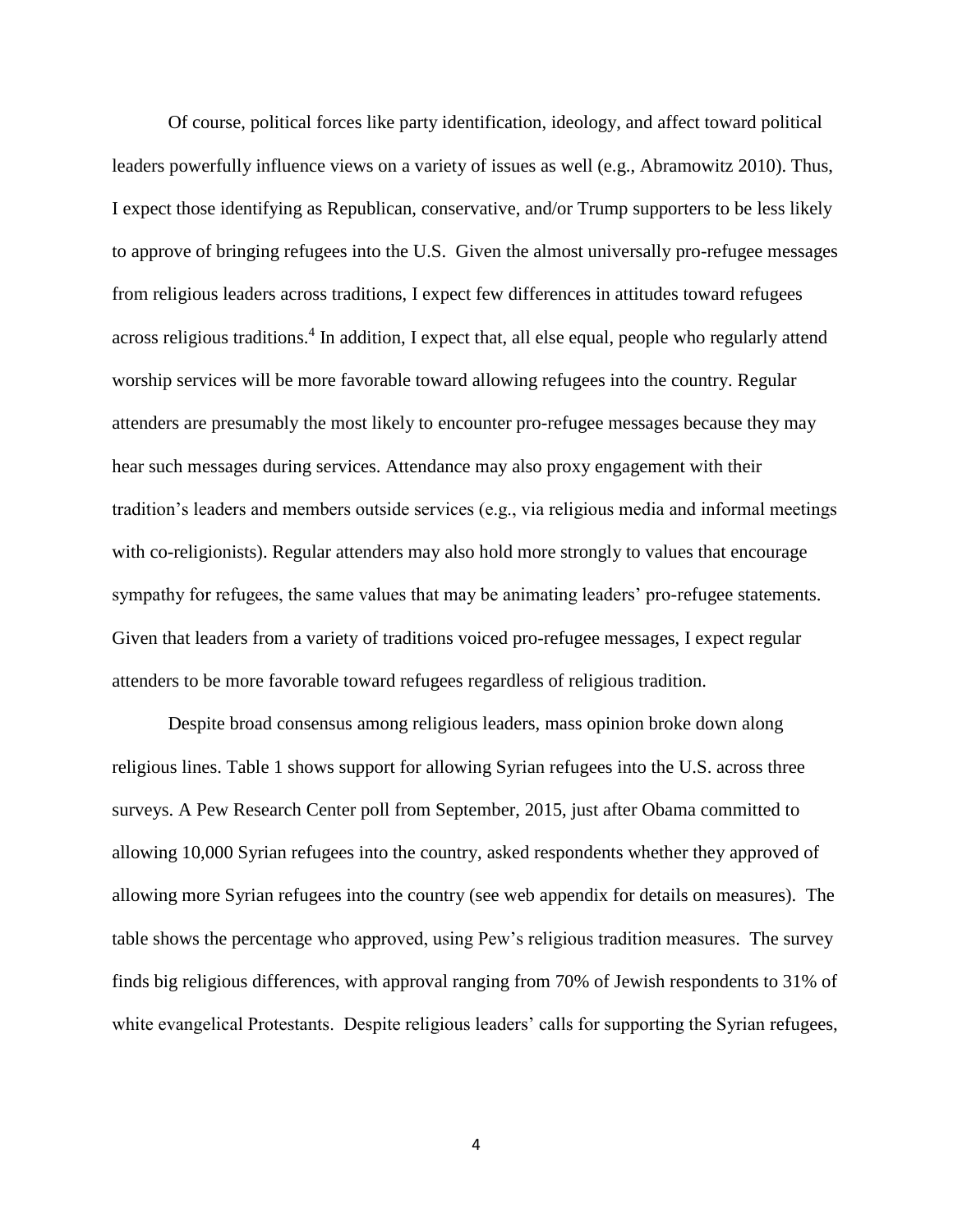Of course, political forces like party identification, ideology, and affect toward political leaders powerfully influence views on a variety of issues as well (e.g., Abramowitz 2010). Thus, I expect those identifying as Republican, conservative, and/or Trump supporters to be less likely to approve of bringing refugees into the U.S. Given the almost universally pro-refugee messages from religious leaders across traditions, I expect few differences in attitudes toward refugees across religious traditions.[4] In addition, I expect that, all else equal, people who regularly attend worship services will be more favorable toward allowing refugees into the country. Regular attenders are presumably the most likely to encounter pro-refugee messages because they may hear such messages during services. Attendance may also proxy engagement with their tradition's leaders and members outside services (e.g., via religious media and informal meetings with co-religionists). Regular attenders may also hold more strongly to values that encourage sympathy for refugees, the same values that may be animating leaders' pro-refugee statements. Given that leaders from a variety of traditions voiced pro-refugee messages, I expect regular attenders to be more favorable toward refugees regardless of religious tradition.

Despite broad consensus among religious leaders, mass opinion broke down along religious lines. Table 1 shows support for allowing Syrian refugees into the U.S. across three surveys. A Pew Research Center poll from September, 2015, just after Obama committed to allowing 10,000 Syrian refugees into the country, asked respondents whether they approved of allowing more Syrian refugees into the country (see web appendix for details on measures). The table shows the percentage who approved, using Pew's religious tradition measures. The survey finds big religious differences, with approval ranging from 70% of Jewish respondents to 31% of white evangelical Protestants. Despite religious leaders' calls for supporting the Syrian refugees,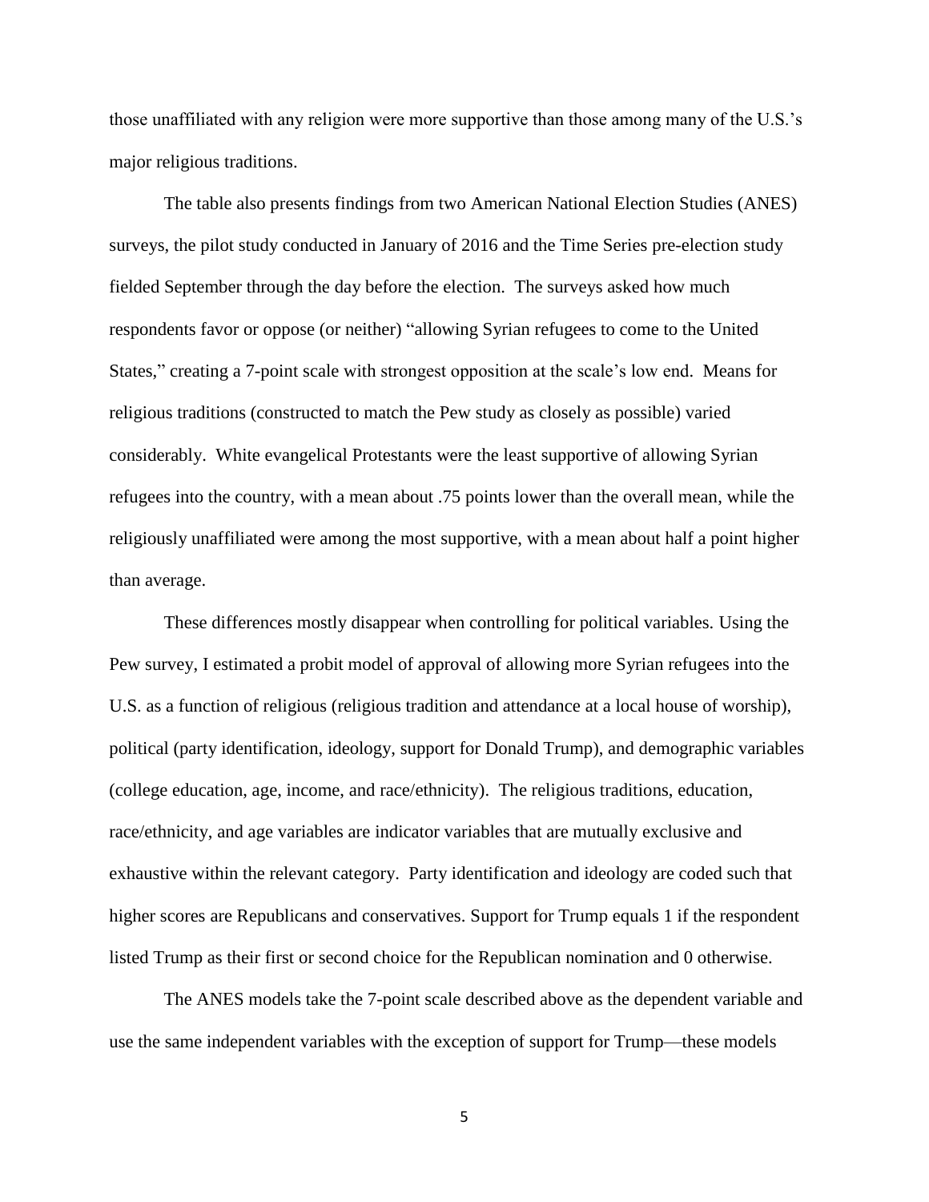those unaffiliated with any religion were more supportive than those among many of the U.S.'s major religious traditions.

The table also presents findings from two American National Election Studies (ANES) surveys, the pilot study conducted in January of 2016 and the Time Series pre-election study fielded September through the day before the election. The surveys asked how much respondents favor or oppose (or neither) "allowing Syrian refugees to come to the United States," creating a 7-point scale with strongest opposition at the scale's low end. Means for religious traditions (constructed to match the Pew study as closely as possible) varied considerably. White evangelical Protestants were the least supportive of allowing Syrian refugees into the country, with a mean about .75 points lower than the overall mean, while the religiously unaffiliated were among the most supportive, with a mean about half a point higher than average.

These differences mostly disappear when controlling for political variables. Using the Pew survey, I estimated a probit model of approval of allowing more Syrian refugees into the U.S. as a function of religious (religious tradition and attendance at a local house of worship), political (party identification, ideology, support for Donald Trump), and demographic variables (college education, age, income, and race/ethnicity). The religious traditions, education, race/ethnicity, and age variables are indicator variables that are mutually exclusive and exhaustive within the relevant category. Party identification and ideology are coded such that higher scores are Republicans and conservatives. Support for Trump equals 1 if the respondent listed Trump as their first or second choice for the Republican nomination and 0 otherwise.

The ANES models take the 7-point scale described above as the dependent variable and use the same independent variables with the exception of support for Trump—these models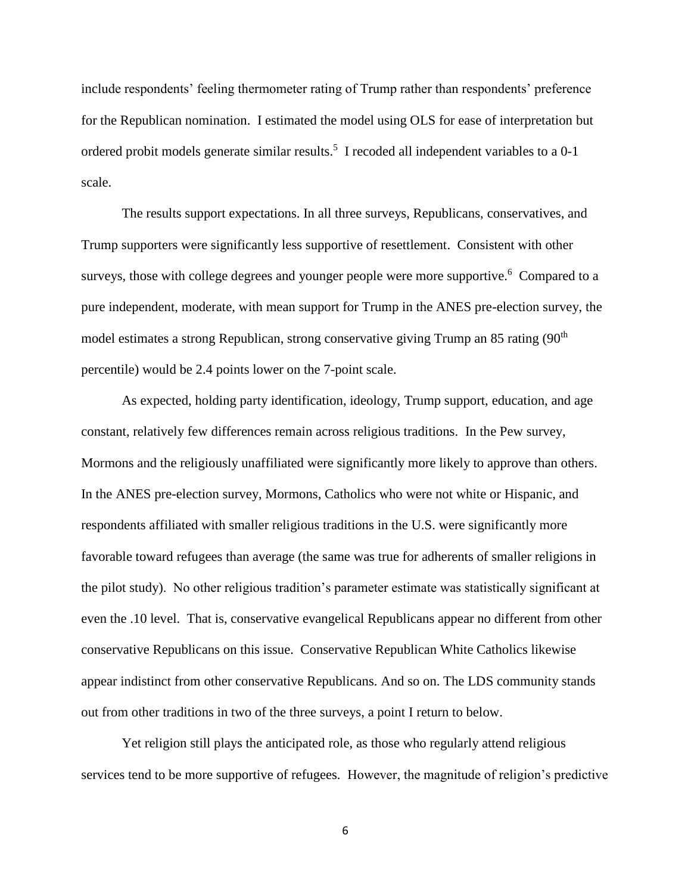include respondents' feeling thermometer rating of Trump rather than respondents' preference for the Republican nomination. I estimated the model using OLS for ease of interpretation but ordered probit models generate similar results.[5] I recoded all independent variables to a 0-1 scale.

The results support expectations. In all three surveys, Republicans, conservatives, and Trump supporters were significantly less supportive of resettlement. Consistent with other surveys, those with college degrees and younger people were more supportive.[6] Compared to a pure independent, moderate, with mean support for Trump in the ANES pre-election survey, the model estimates a strong Republican, strong conservative giving Trump an 85 rating (90$^{th}$ percentile) would be 2.4 points lower on the 7-point scale.

As expected, holding party identification, ideology, Trump support, education, and age constant, relatively few differences remain across religious traditions. In the Pew survey, Mormons and the religiously unaffiliated were significantly more likely to approve than others. In the ANES pre-election survey, Mormons, Catholics who were not white or Hispanic, and respondents affiliated with smaller religious traditions in the U.S. were significantly more favorable toward refugees than average (the same was true for adherents of smaller religions in the pilot study). No other religious tradition's parameter estimate was statistically significant at even the .10 level. That is, conservative evangelical Republicans appear no different from other conservative Republicans on this issue. Conservative Republican White Catholics likewise appear indistinct from other conservative Republicans. And so on. The LDS community stands out from other traditions in two of the three surveys, a point I return to below.

Yet religion still plays the anticipated role, as those who regularly attend religious services tend to be more supportive of refugees. However, the magnitude of religion's predictive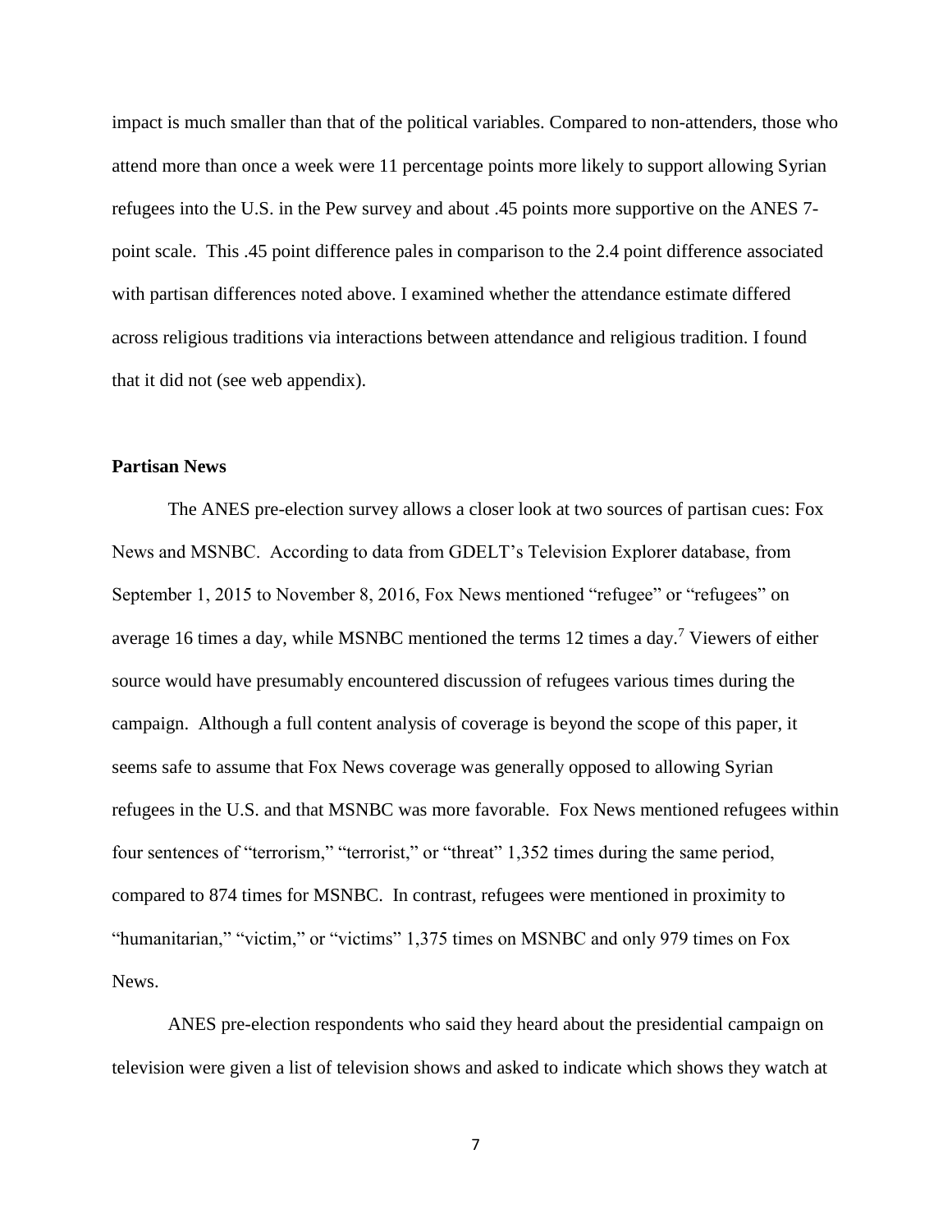impact is much smaller than that of the political variables. Compared to non-attenders, those who attend more than once a week were 11 percentage points more likely to support allowing Syrian refugees into the U.S. in the Pew survey and about .45 points more supportive on the ANES 7-point scale. This .45 point difference pales in comparison to the 2.4 point difference associated with partisan differences noted above. I examined whether the attendance estimate differed across religious traditions via interactions between attendance and religious tradition. I found that it did not (see web appendix).

### Partisan News

The ANES pre-election survey allows a closer look at two sources of partisan cues: Fox News and MSNBC. According to data from GDELT's Television Explorer database, from September 1, 2015 to November 8, 2016, Fox News mentioned "refugee" or "refugees" on average 16 times a day, while MSNBC mentioned the terms 12 times a day.[7] Viewers of either source would have presumably encountered discussion of refugees various times during the campaign. Although a full content analysis of coverage is beyond the scope of this paper, it seems safe to assume that Fox News coverage was generally opposed to allowing Syrian refugees in the U.S. and that MSNBC was more favorable. Fox News mentioned refugees within four sentences of "terrorism," "terrorist," or "threat" 1,352 times during the same period, compared to 874 times for MSNBC. In contrast, refugees were mentioned in proximity to "humanitarian," "victim," or "victims" 1,375 times on MSNBC and only 979 times on Fox News.

ANES pre-election respondents who said they heard about the presidential campaign on television were given a list of television shows and asked to indicate which shows they watch at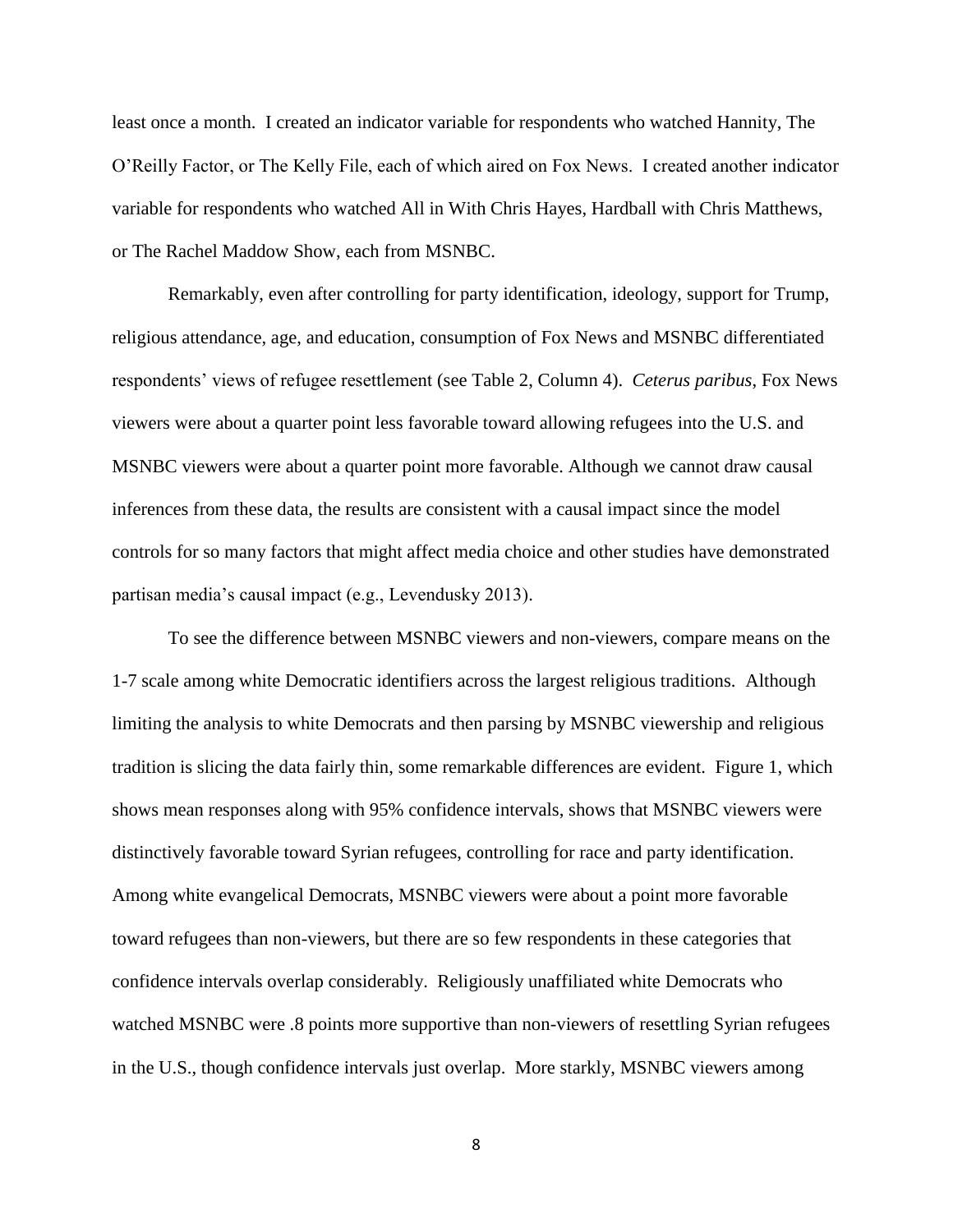least once a month. I created an indicator variable for respondents who watched Hannity, The O'Reilly Factor, or The Kelly File, each of which aired on Fox News. I created another indicator variable for respondents who watched All in With Chris Hayes, Hardball with Chris Matthews, or The Rachel Maddow Show, each from MSNBC.

Remarkably, even after controlling for party identification, ideology, support for Trump, religious attendance, age, and education, consumption of Fox News and MSNBC differentiated respondents' views of refugee resettlement (see Table 2, Column 4). *Ceterus paribus*, Fox News viewers were about a quarter point less favorable toward allowing refugees into the U.S. and MSNBC viewers were about a quarter point more favorable. Although we cannot draw causal inferences from these data, the results are consistent with a causal impact since the model controls for so many factors that might affect media choice and other studies have demonstrated partisan media's causal impact (e.g., Levendusky 2013).

To see the difference between MSNBC viewers and non-viewers, compare means on the 1-7 scale among white Democratic identifiers across the largest religious traditions. Although limiting the analysis to white Democrats and then parsing by MSNBC viewership and religious tradition is slicing the data fairly thin, some remarkable differences are evident. Figure 1, which shows mean responses along with 95% confidence intervals, shows that MSNBC viewers were distinctively favorable toward Syrian refugees, controlling for race and party identification. Among white evangelical Democrats, MSNBC viewers were about a point more favorable toward refugees than non-viewers, but there are so few respondents in these categories that confidence intervals overlap considerably. Religiously unaffiliated white Democrats who watched MSNBC were .8 points more supportive than non-viewers of resettling Syrian refugees in the U.S., though confidence intervals just overlap. More starkly, MSNBC viewers among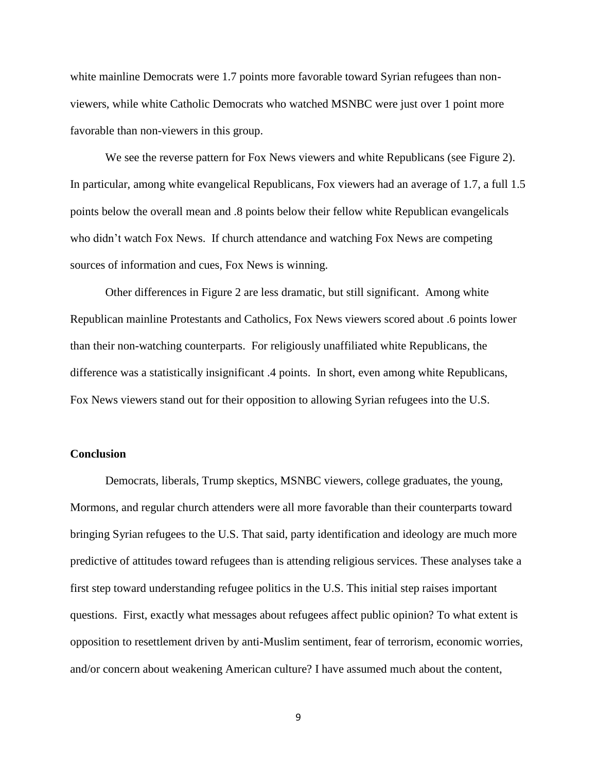white mainline Democrats were 1.7 points more favorable toward Syrian refugees than non-viewers, while white Catholic Democrats who watched MSNBC were just over 1 point more favorable than non-viewers in this group.

We see the reverse pattern for Fox News viewers and white Republicans (see Figure 2). In particular, among white evangelical Republicans, Fox viewers had an average of 1.7, a full 1.5 points below the overall mean and .8 points below their fellow white Republican evangelicals who didn't watch Fox News. If church attendance and watching Fox News are competing sources of information and cues, Fox News is winning.

Other differences in Figure 2 are less dramatic, but still significant. Among white Republican mainline Protestants and Catholics, Fox News viewers scored about .6 points lower than their non-watching counterparts. For religiously unaffiliated white Republicans, the difference was a statistically insignificant .4 points. In short, even among white Republicans, Fox News viewers stand out for their opposition to allowing Syrian refugees into the U.S.

## Conclusion

Democrats, liberals, Trump skeptics, MSNBC viewers, college graduates, the young, Mormons, and regular church attenders were all more favorable than their counterparts toward bringing Syrian refugees to the U.S. That said, party identification and ideology are much more predictive of attitudes toward refugees than is attending religious services. These analyses take a first step toward understanding refugee politics in the U.S. This initial step raises important questions. First, exactly what messages about refugees affect public opinion? To what extent is opposition to resettlement driven by anti-Muslim sentiment, fear of terrorism, economic worries, and/or concern about weakening American culture? I have assumed much about the content,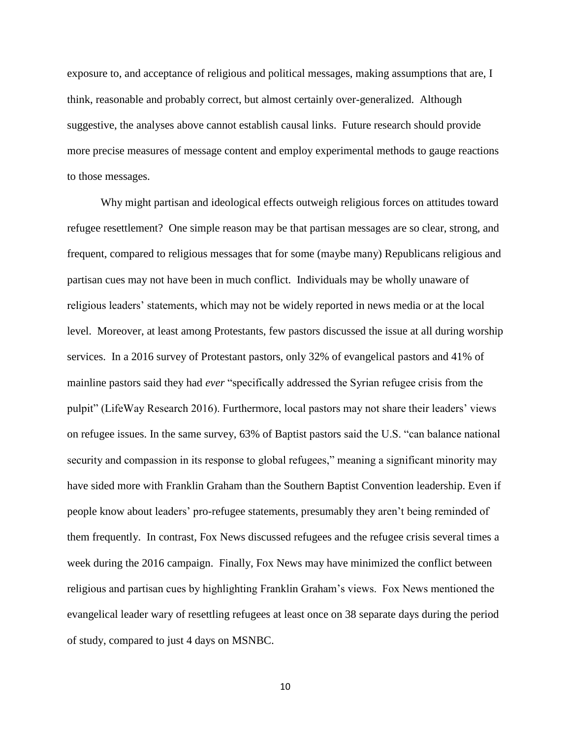exposure to, and acceptance of religious and political messages, making assumptions that are, I think, reasonable and probably correct, but almost certainly over-generalized. Although suggestive, the analyses above cannot establish causal links. Future research should provide more precise measures of message content and employ experimental methods to gauge reactions to those messages.

Why might partisan and ideological effects outweigh religious forces on attitudes toward refugee resettlement? One simple reason may be that partisan messages are so clear, strong, and frequent, compared to religious messages that for some (maybe many) Republicans religious and partisan cues may not have been in much conflict. Individuals may be wholly unaware of religious leaders' statements, which may not be widely reported in news media or at the local level. Moreover, at least among Protestants, few pastors discussed the issue at all during worship services. In a 2016 survey of Protestant pastors, only 32% of evangelical pastors and 41% of mainline pastors said they had *ever* "specifically addressed the Syrian refugee crisis from the pulpit" (LifeWay Research 2016). Furthermore, local pastors may not share their leaders' views on refugee issues. In the same survey, 63% of Baptist pastors said the U.S. "can balance national security and compassion in its response to global refugees," meaning a significant minority may have sided more with Franklin Graham than the Southern Baptist Convention leadership. Even if people know about leaders' pro-refugee statements, presumably they aren't being reminded of them frequently. In contrast, Fox News discussed refugees and the refugee crisis several times a week during the 2016 campaign. Finally, Fox News may have minimized the conflict between religious and partisan cues by highlighting Franklin Graham's views. Fox News mentioned the evangelical leader wary of resettling refugees at least once on 38 separate days during the period of study, compared to just 4 days on MSNBC.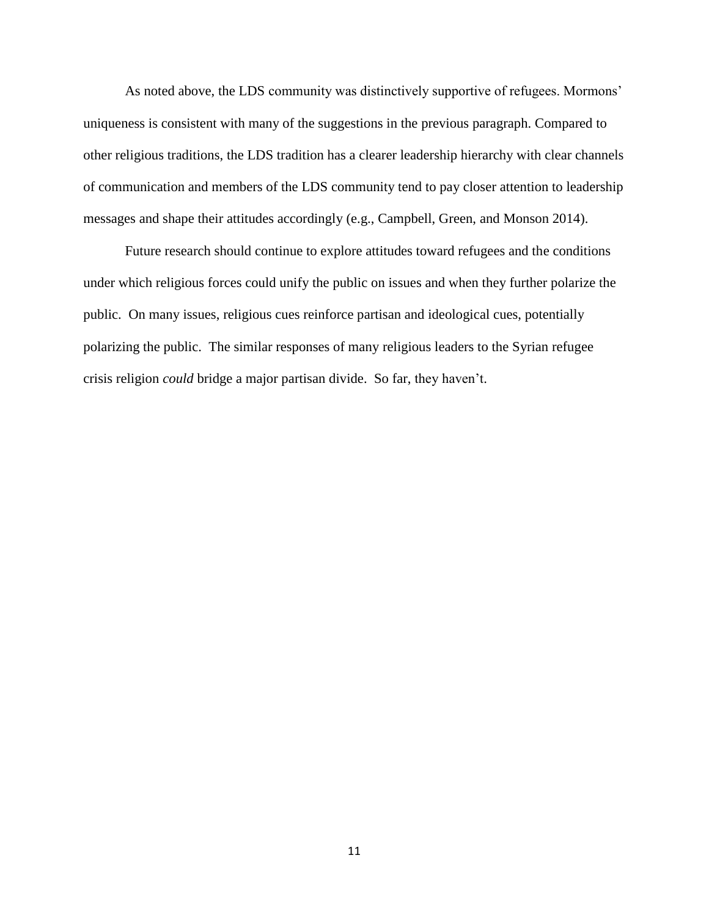As noted above, the LDS community was distinctively supportive of refugees. Mormons' uniqueness is consistent with many of the suggestions in the previous paragraph. Compared to other religious traditions, the LDS tradition has a clearer leadership hierarchy with clear channels of communication and members of the LDS community tend to pay closer attention to leadership messages and shape their attitudes accordingly (e.g., Campbell, Green, and Monson 2014).

Future research should continue to explore attitudes toward refugees and the conditions under which religious forces could unify the public on issues and when they further polarize the public. On many issues, religious cues reinforce partisan and ideological cues, potentially polarizing the public. The similar responses of many religious leaders to the Syrian refugee crisis religion *could* bridge a major partisan divide. So far, they haven't.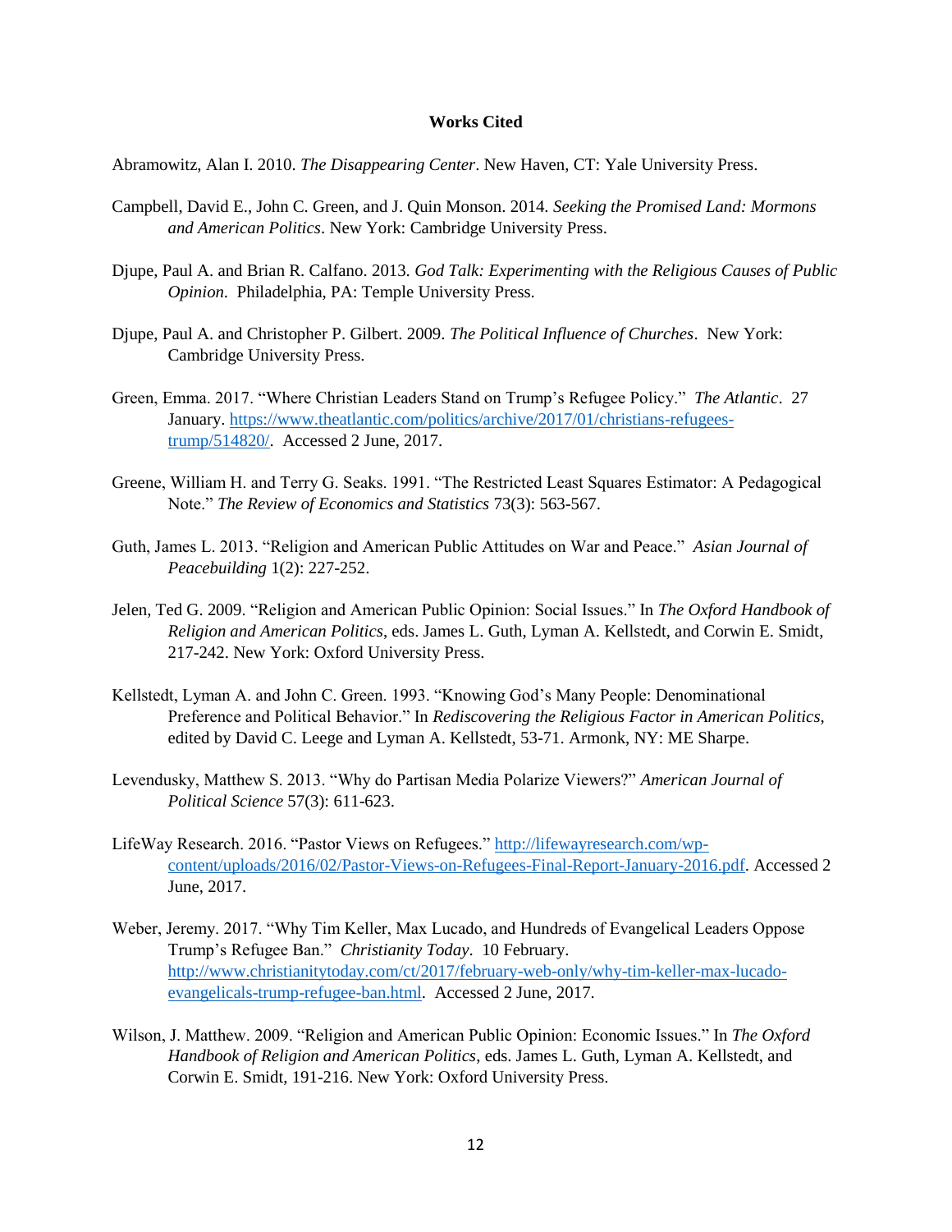## Works Cited

Abramowitz, Alan I. 2010. *The Disappearing Center*. New Haven, CT: Yale University Press.

Campbell, David E., John C. Green, and J. Quin Monson. 2014. *Seeking the Promised Land: Mormons and American Politics*. New York: Cambridge University Press.

Djupe, Paul A. and Brian R. Calfano. 2013. *God Talk: Experimenting with the Religious Causes of Public Opinion*. Philadelphia, PA: Temple University Press.

Djupe, Paul A. and Christopher P. Gilbert. 2009. *The Political Influence of Churches*. New York: Cambridge University Press.

Green, Emma. 2017. "Where Christian Leaders Stand on Trump's Refugee Policy." *The Atlantic*. 27 January. https://www.theatlantic.com/politics/archive/2017/01/christians-refugees-trump/514820/. Accessed 2 June, 2017.

Greene, William H. and Terry G. Seaks. 1991. "The Restricted Least Squares Estimator: A Pedagogical Note." *The Review of Economics and Statistics* 73(3): 563-567.

Guth, James L. 2013. "Religion and American Public Attitudes on War and Peace." *Asian Journal of Peacebuilding* 1(2): 227-252.

Jelen, Ted G. 2009. "Religion and American Public Opinion: Social Issues." In *The Oxford Handbook of Religion and American Politics*, eds. James L. Guth, Lyman A. Kellstedt, and Corwin E. Smidt, 217-242. New York: Oxford University Press.

Kellstedt, Lyman A. and John C. Green. 1993. "Knowing God's Many People: Denominational Preference and Political Behavior." In *Rediscovering the Religious Factor in American Politics*, edited by David C. Leege and Lyman A. Kellstedt, 53-71. Armonk, NY: ME Sharpe.

Levendusky, Matthew S. 2013. "Why do Partisan Media Polarize Viewers?" *American Journal of Political Science* 57(3): 611-623.

LifeWay Research. 2016. "Pastor Views on Refugees." http://lifewayresearch.com/wp-content/uploads/2016/02/Pastor-Views-on-Refugees-Final-Report-January-2016.pdf. Accessed 2 June, 2017.

Weber, Jeremy. 2017. "Why Tim Keller, Max Lucado, and Hundreds of Evangelical Leaders Oppose Trump's Refugee Ban." *Christianity Today*. 10 February. http://www.christianitytoday.com/ct/2017/february-web-only/why-tim-keller-max-lucado-evangelicals-trump-refugee-ban.html. Accessed 2 June, 2017.

Wilson, J. Matthew. 2009. "Religion and American Public Opinion: Economic Issues." In *The Oxford Handbook of Religion and American Politics*, eds. James L. Guth, Lyman A. Kellstedt, and Corwin E. Smidt, 191-216. New York: Oxford University Press.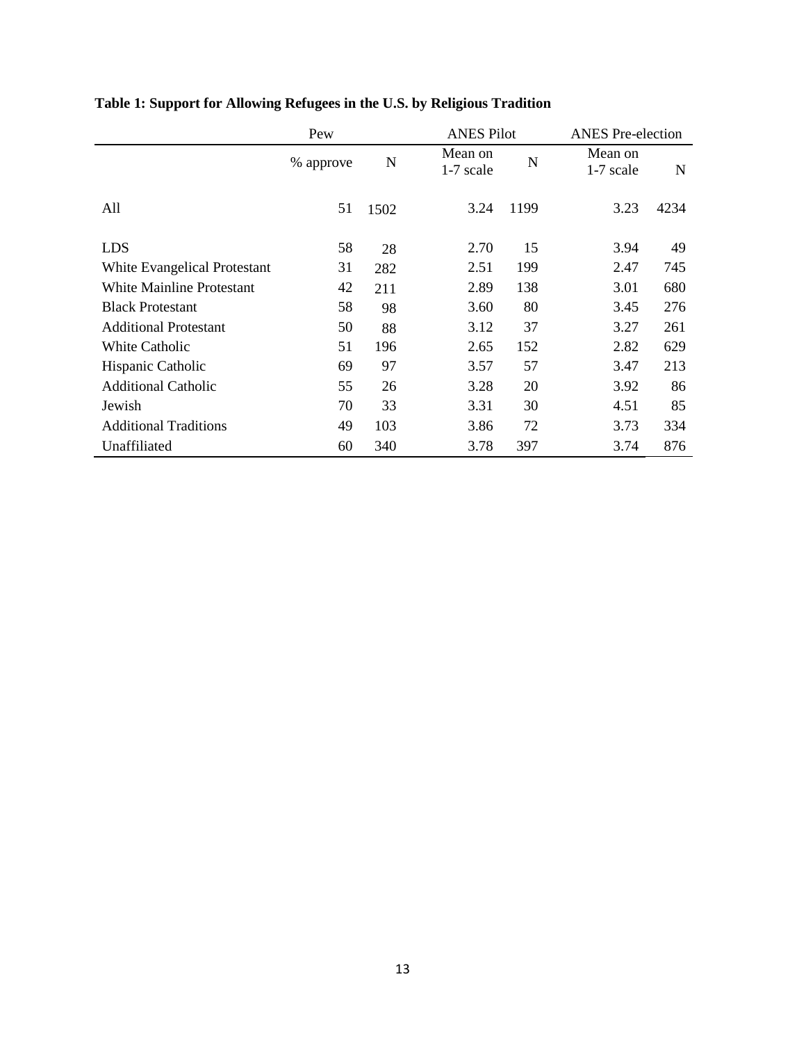**Table 1: Support for Allowing Refugees in the U.S. by Religious Tradition**

| | Pew | | ANES Pilot | | ANES Pre-election | |
|---|---|---|---|---|---|---|
| | % approve | N | Mean on 1-7 scale | N | Mean on 1-7 scale | N |
| All | 51 | 1502 | 3.24 | 1199 | 3.23 | 4234 |
| LDS | 58 | 28 | 2.70 | 15 | 3.94 | 49 |
| White Evangelical Protestant | 31 | 282 | 2.51 | 199 | 2.47 | 745 |
| White Mainline Protestant | 42 | 211 | 2.89 | 138 | 3.01 | 680 |
| Black Protestant | 58 | 98 | 3.60 | 80 | 3.45 | 276 |
| Additional Protestant | 50 | 88 | 3.12 | 37 | 3.27 | 261 |
| White Catholic | 51 | 196 | 2.65 | 152 | 2.82 | 629 |
| Hispanic Catholic | 69 | 97 | 3.57 | 57 | 3.47 | 213 |
| Additional Catholic | 55 | 26 | 3.28 | 20 | 3.92 | 86 |
| Jewish | 70 | 33 | 3.31 | 30 | 4.51 | 85 |
| Additional Traditions | 49 | 103 | 3.86 | 72 | 3.73 | 334 |
| Unaffiliated | 60 | 340 | 3.78 | 397 | 3.74 | 876 |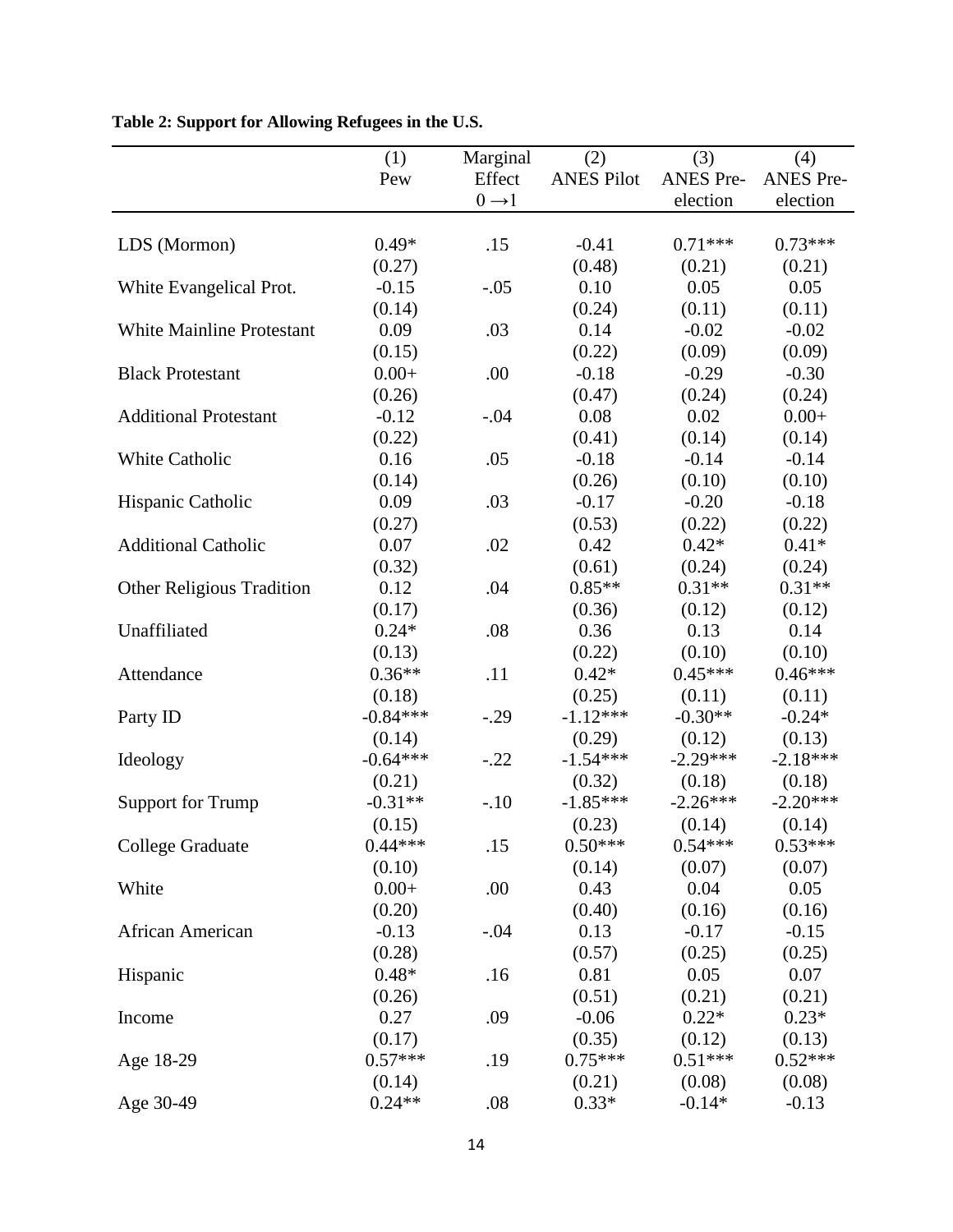**Table 2: Support for Allowing Refugees in the U.S.**

| | (1) Pew | Marginal Effect $0 \rightarrow 1$ | (2) ANES Pilot | (3) ANES Pre-election | (4) ANES Pre-election |
|---|---|---|---|---|---|
| LDS (Mormon) | 0.49* | .15 | -0.41 | 0.71*** | 0.73*** |
| | (0.27) | | (0.48) | (0.21) | (0.21) |
| White Evangelical Prot. | -0.15 | -.05 | 0.10 | 0.05 | 0.05 |
| | (0.14) | | (0.24) | (0.11) | (0.11) |
| White Mainline Protestant | 0.09 | .03 | 0.14 | -0.02 | -0.02 |
| | (0.15) | | (0.22) | (0.09) | (0.09) |
| Black Protestant | 0.00+ | .00 | -0.18 | -0.29 | -0.30 |
| | (0.26) | | (0.47) | (0.24) | (0.24) |
| Additional Protestant | -0.12 | -.04 | 0.08 | 0.02 | 0.00+ |
| | (0.22) | | (0.41) | (0.14) | (0.14) |
| White Catholic | 0.16 | .05 | -0.18 | -0.14 | -0.14 |
| | (0.14) | | (0.26) | (0.10) | (0.10) |
| Hispanic Catholic | 0.09 | .03 | -0.17 | -0.20 | -0.18 |
| | (0.27) | | (0.53) | (0.22) | (0.22) |
| Additional Catholic | 0.07 | .02 | 0.42 | 0.42* | 0.41* |
| | (0.32) | | (0.61) | (0.24) | (0.24) |
| Other Religious Tradition | 0.12 | .04 | 0.85** | 0.31** | 0.31** |
| | (0.17) | | (0.36) | (0.12) | (0.12) |
| Unaffiliated | 0.24* | .08 | 0.36 | 0.13 | 0.14 |
| | (0.13) | | (0.22) | (0.10) | (0.10) |
| Attendance | 0.36** | .11 | 0.42* | 0.45*** | 0.46*** |
| | (0.18) | | (0.25) | (0.11) | (0.11) |
| Party ID | -0.84*** | -.29 | -1.12*** | -0.30** | -0.24* |
| | (0.14) | | (0.29) | (0.12) | (0.13) |
| Ideology | -0.64*** | -.22 | -1.54*** | -2.29*** | -2.18*** |
| | (0.21) | | (0.32) | (0.18) | (0.18) |
| Support for Trump | -0.31** | -.10 | -1.85*** | -2.26*** | -2.20*** |
| | (0.15) | | (0.23) | (0.14) | (0.14) |
| College Graduate | 0.44*** | .15 | 0.50*** | 0.54*** | 0.53*** |
| | (0.10) | | (0.14) | (0.07) | (0.07) |
| White | 0.00+ | .00 | 0.43 | 0.04 | 0.05 |
| | (0.20) | | (0.40) | (0.16) | (0.16) |
| African American | -0.13 | -.04 | 0.13 | -0.17 | -0.15 |
| | (0.28) | | (0.57) | (0.25) | (0.25) |
| Hispanic | 0.48* | .16 | 0.81 | 0.05 | 0.07 |
| | (0.26) | | (0.51) | (0.21) | (0.21) |
| Income | 0.27 | .09 | -0.06 | 0.22* | 0.23* |
| | (0.17) | | (0.35) | (0.12) | (0.13) |
| Age 18-29 | 0.57*** | .19 | 0.75*** | 0.51*** | 0.52*** |
| | (0.14) | | (0.21) | (0.08) | (0.08) |
| Age 30-49 | 0.24** | .08 | 0.33* | -0.14* | -0.13 |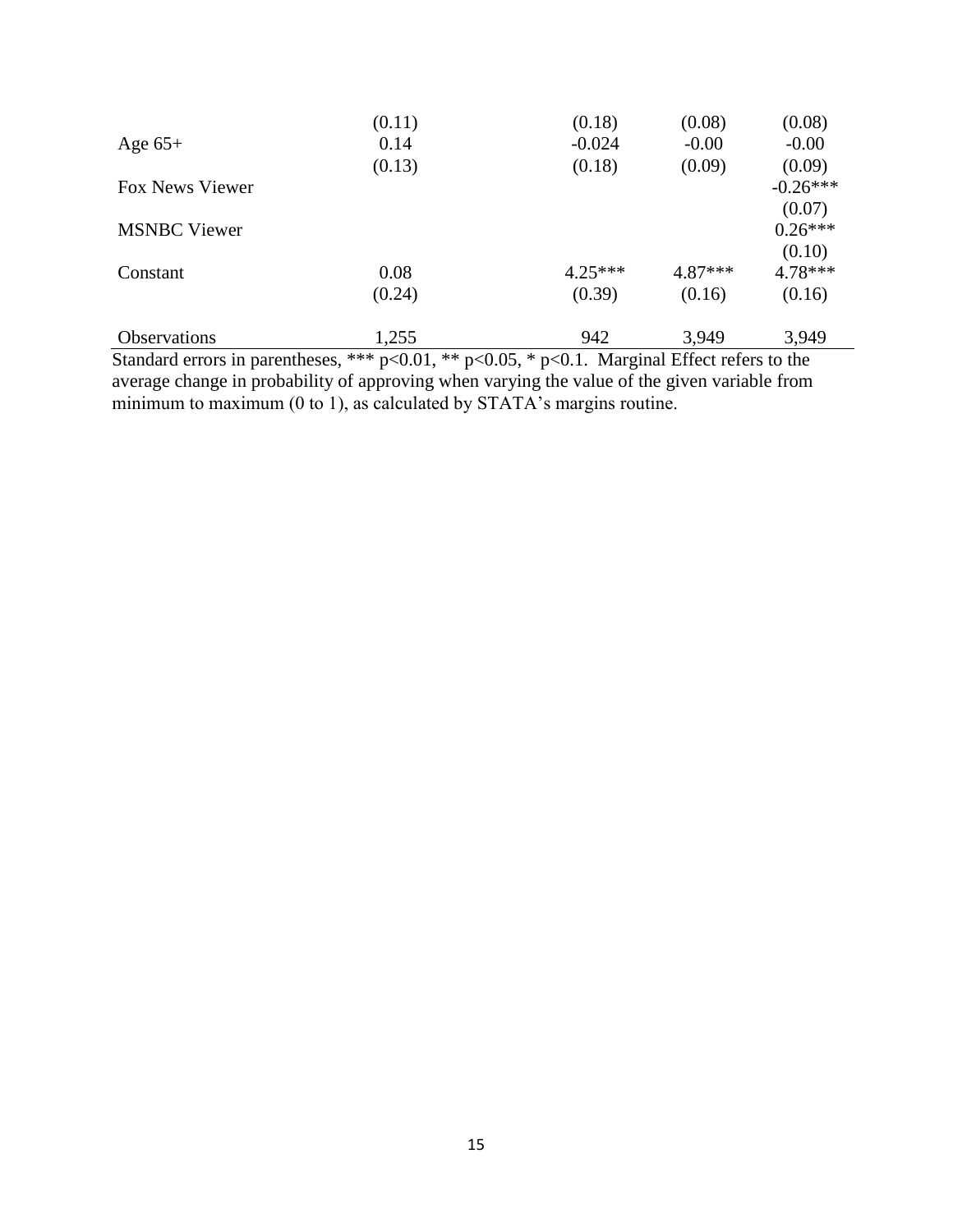| | | | | |
|---|---|---|---|---|
| | (0.11) | (0.18) | (0.08) | (0.08) |
| Age 65+ | 0.14 | -0.024 | -0.00 | -0.00 |
| | (0.13) | (0.18) | (0.09) | (0.09) |
| Fox News Viewer | | | | -0.26*** |
| | | | | (0.07) |
| MSNBC Viewer | | | | 0.26*** |
| | | | | (0.10) |
| Constant | 0.08 | 4.25*** | 4.87*** | 4.78*** |
| | (0.24) | (0.39) | (0.16) | (0.16) |
| Observations | 1,255 | 942 | 3,949 | 3,949 |

Standard errors in parentheses, *** p<0.01, ** p<0.05, * p<0.1. Marginal Effect refers to the average change in probability of approving when varying the value of the given variable from minimum to maximum (0 to 1), as calculated by STATA's margins routine.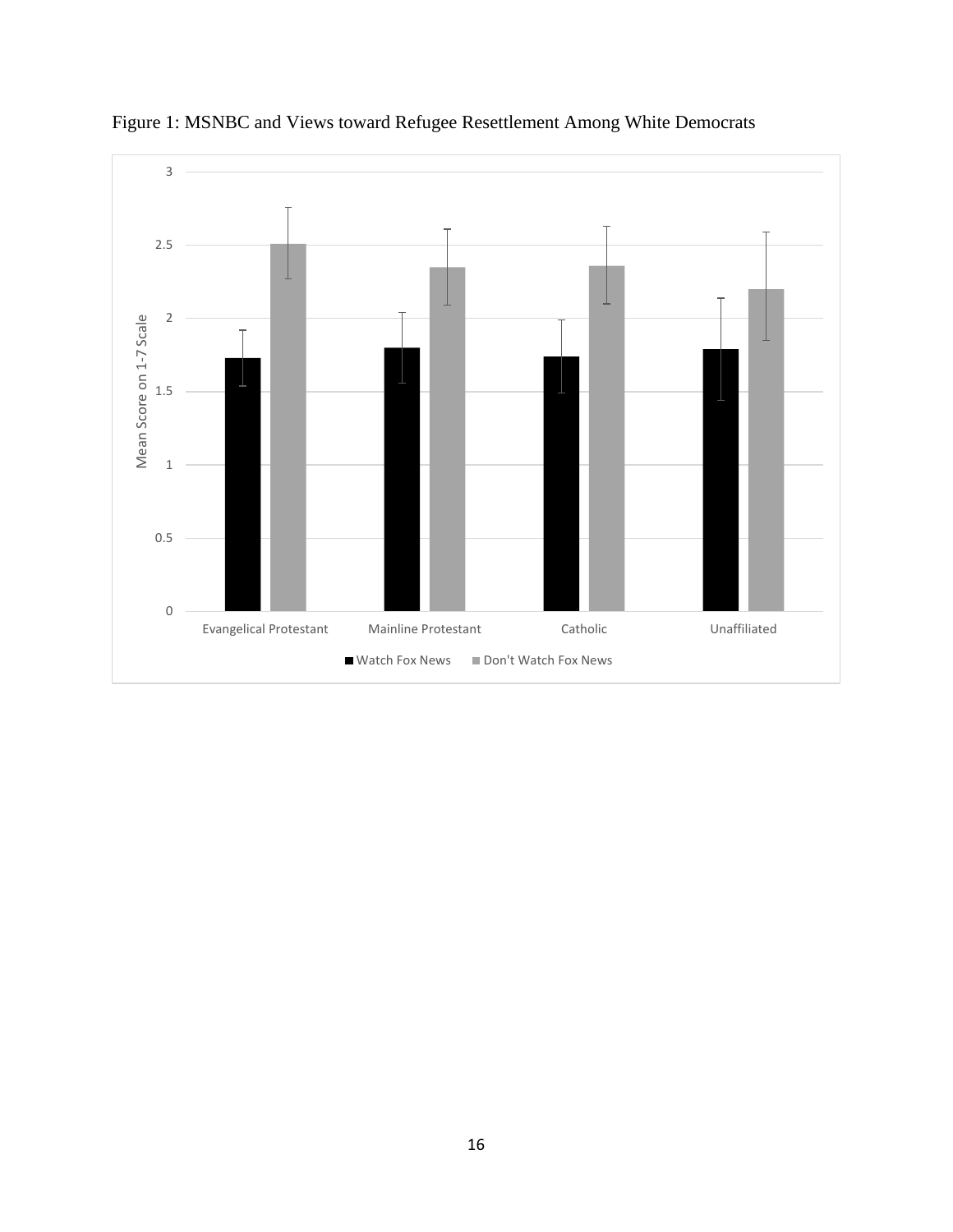Figure 1: MSNBC and Views toward Refugee Resettlement Among White Democrats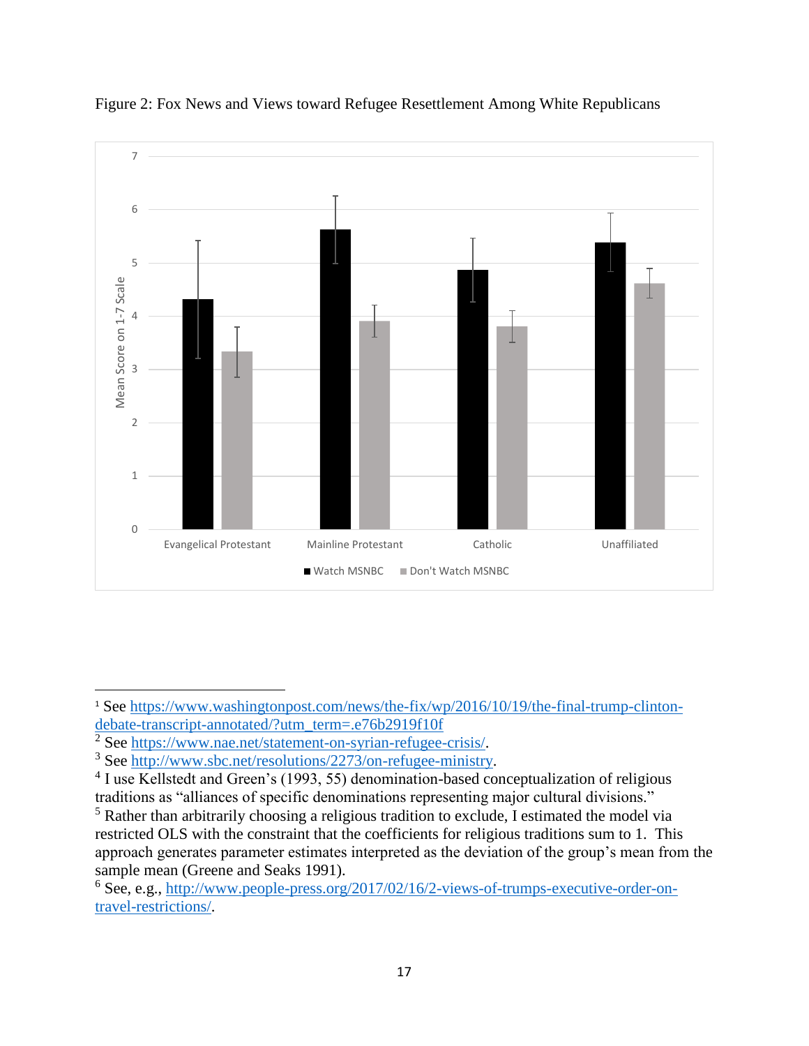Figure 2: Fox News and Views toward Refugee Resettlement Among White Republicans

[1] See https://www.washingtonpost.com/news/the-fix/wp/2016/10/19/the-final-trump-clinton-debate-transcript-annotated/?utm_term=.e76b2919f10f

[2] See https://www.nae.net/statement-on-syrian-refugee-crisis/.

[3] See http://www.sbc.net/resolutions/2273/on-refugee-ministry.

[4] I use Kellstedt and Green's (1993, 55) denomination-based conceptualization of religious traditions as "alliances of specific denominations representing major cultural divisions."

[5] Rather than arbitrarily choosing a religious tradition to exclude, I estimated the model via restricted OLS with the constraint that the coefficients for religious traditions sum to 1. This approach generates parameter estimates interpreted as the deviation of the group's mean from the sample mean (Greene and Seaks 1991).

[6] See, e.g., http://www.people-press.org/2017/02/16/2-views-of-trumps-executive-order-on-travel-restrictions/.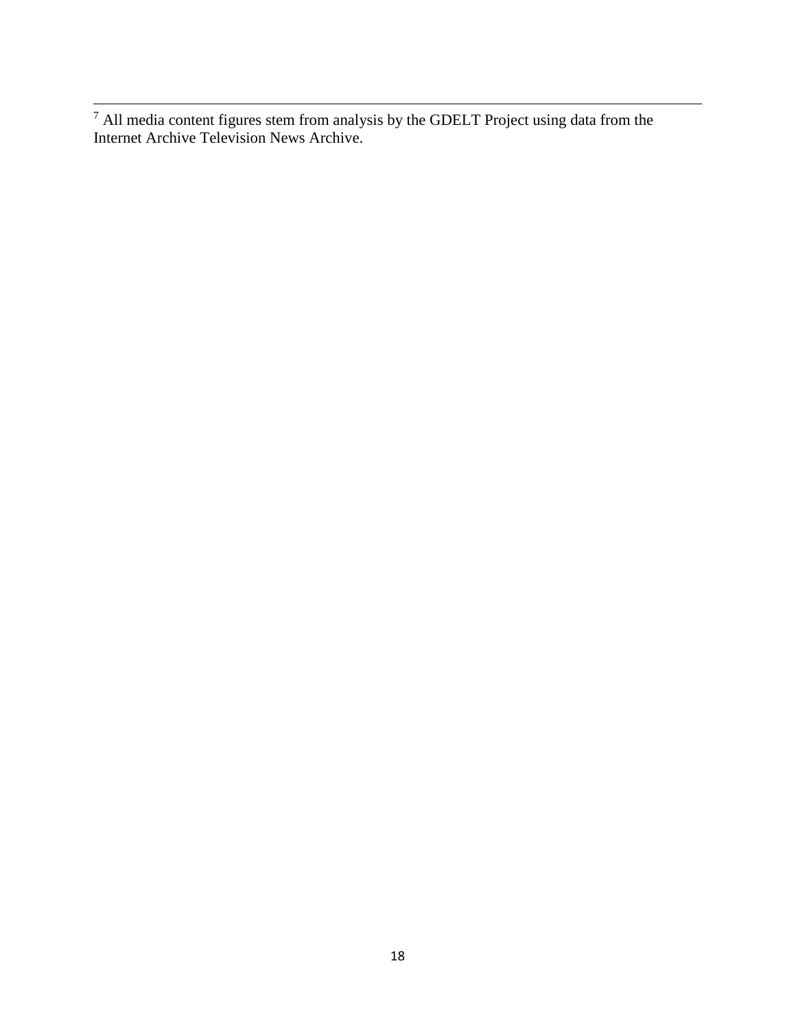[7] All media content figures stem from analysis by the GDELT Project using data from the Internet Archive Television News Archive.